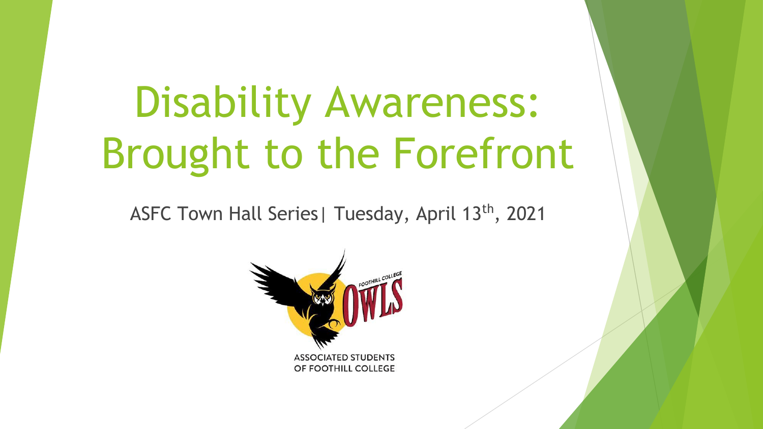# Disability Awareness: Brought to the Forefront

ASFC Town Hall Series| Tuesday, April 13th, 2021

FOOTHILL COLLEGE OWLS

ASSOCIATED STUDENTS OF FOOTHILL COLLEGE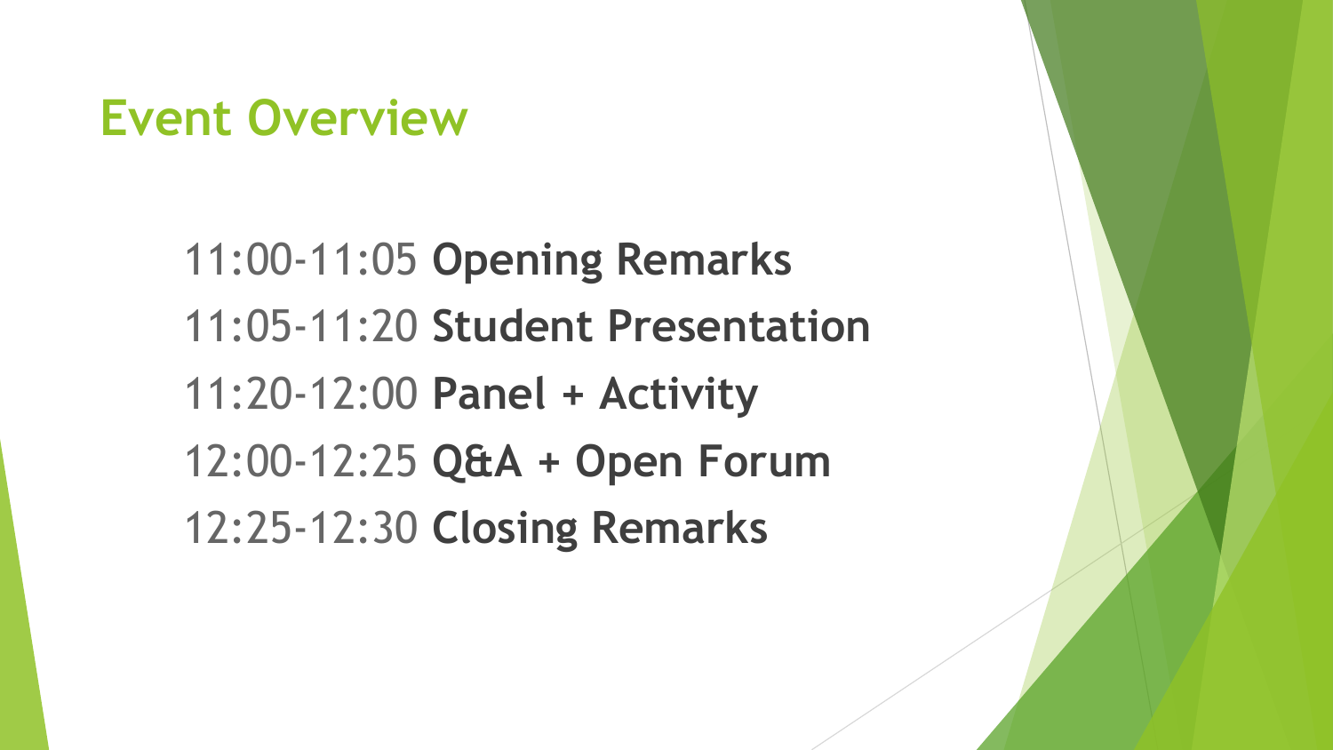# Event Overview

11:00-11:05 **Opening Remarks**

11:05-11:20 **Student Presentation**

11:20-12:00 **Panel + Activity**

12:00-12:25 **Q&A + Open Forum**

12:25-12:30 **Closing Remarks**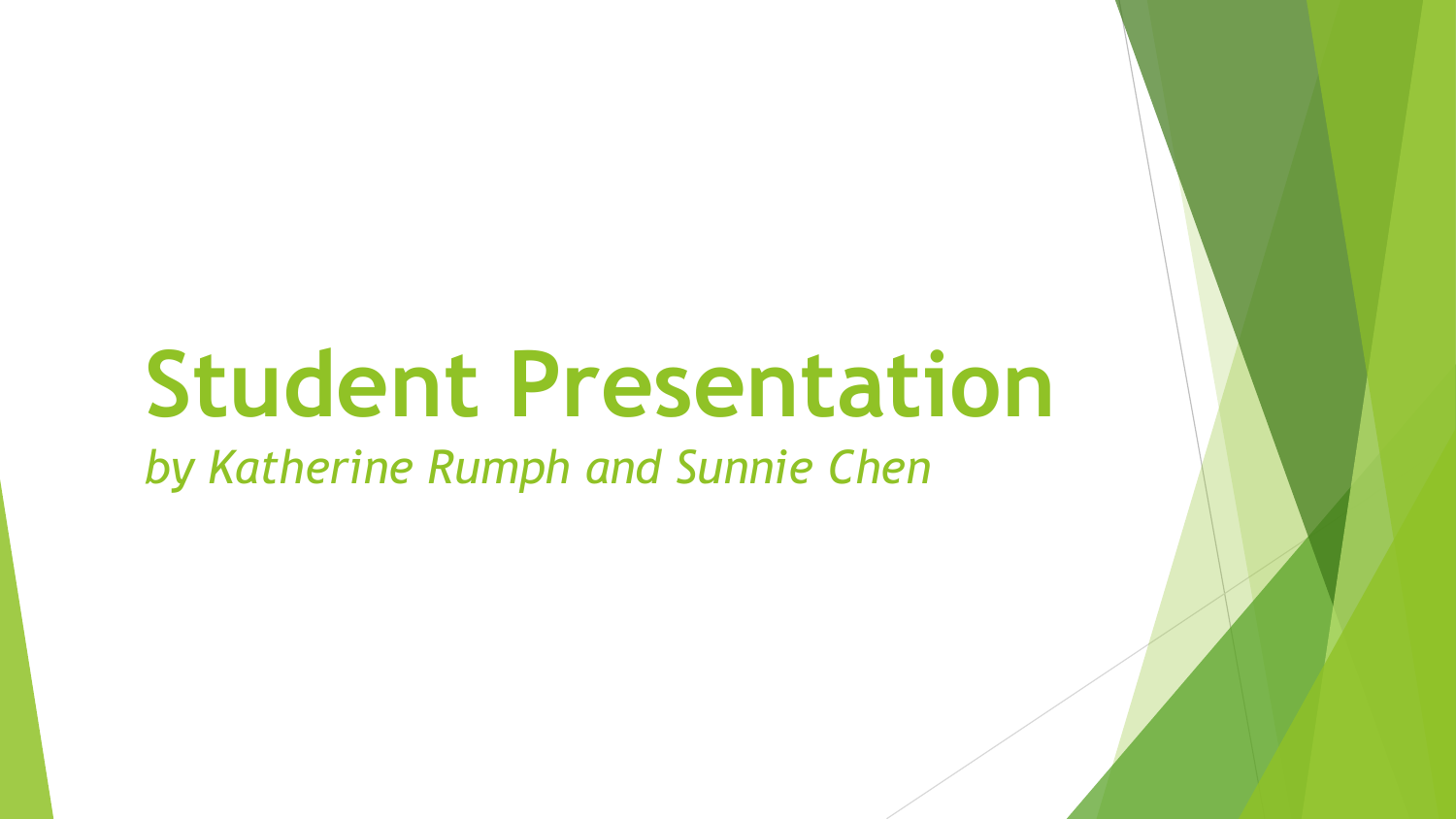# Student Presentation

*by Katherine Rumph and Sunnie Chen*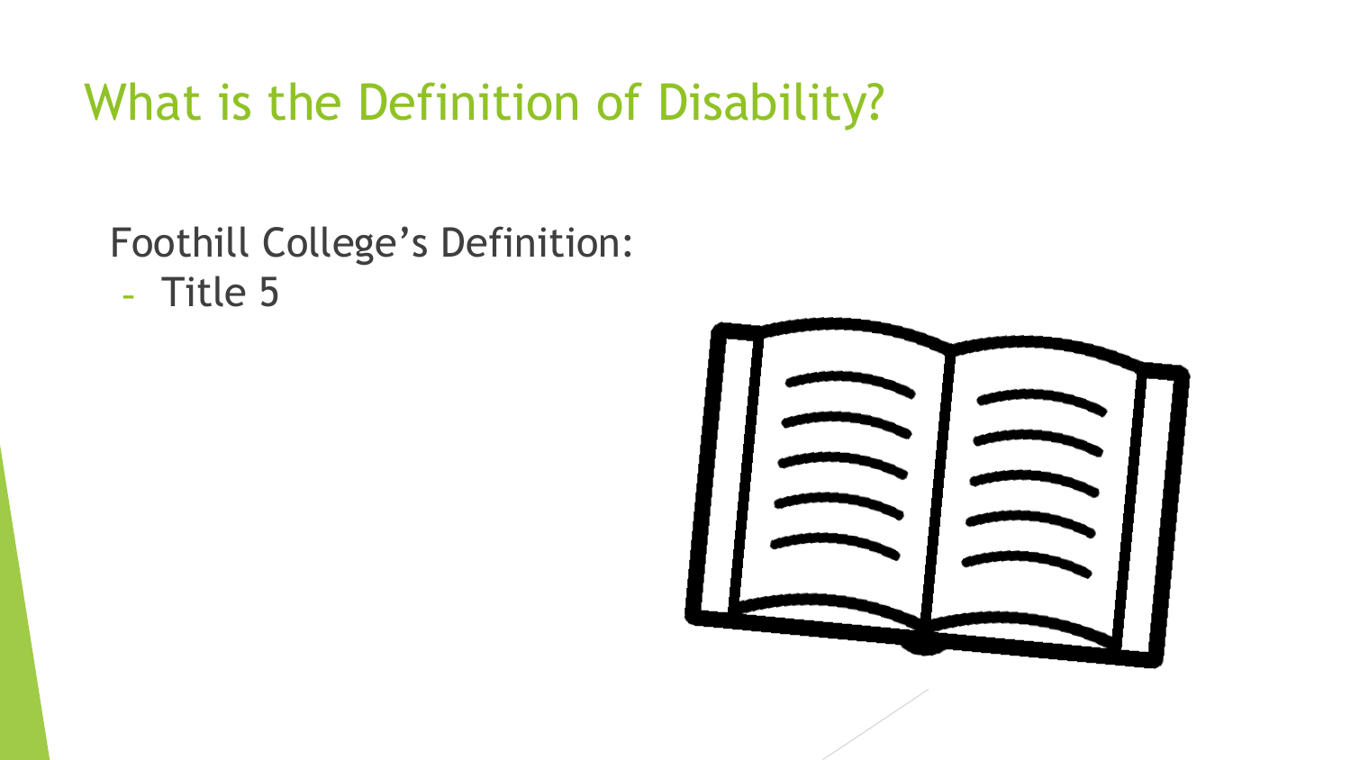# What is the Definition of Disability?

Foothill College's Definition:

- Title 5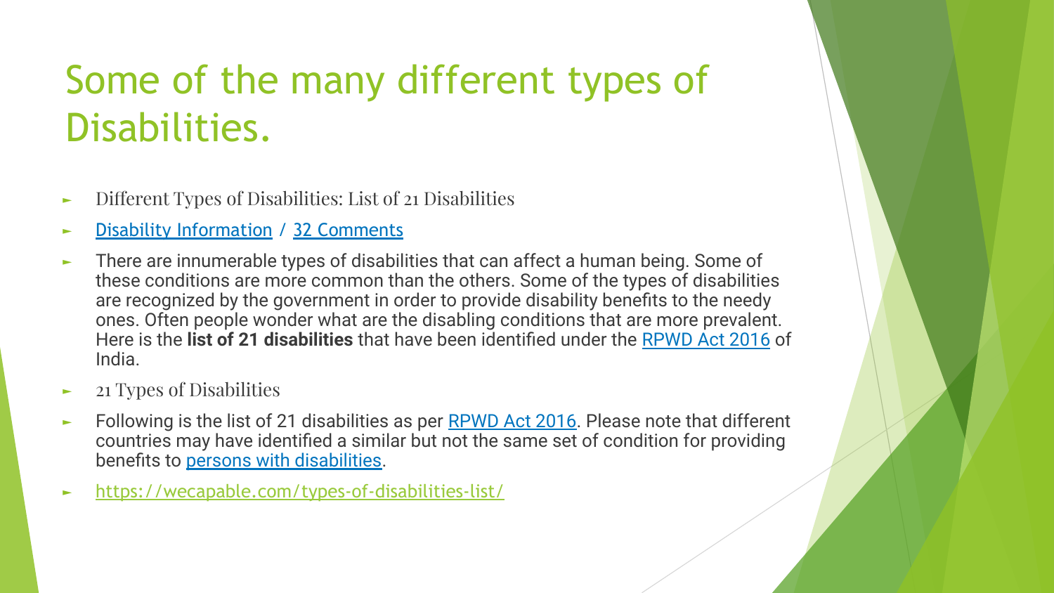# Some of the many different types of Disabilities.

- Different Types of Disabilities: List of 21 Disabilities
- Disability Information / 32 Comments
- There are innumerable types of disabilities that can affect a human being. Some of these conditions are more common than the others. Some of the types of disabilities are recognized by the government in order to provide disability benefits to the needy ones. Often people wonder what are the disabling conditions that are more prevalent. Here is the **list of 21 disabilities** that have been identified under the RPWD Act 2016 of India.
- 21 Types of Disabilities
- Following is the list of 21 disabilities as per RPWD Act 2016. Please note that different countries may have identified a similar but not the same set of condition for providing benefits to persons with disabilities.
- https://wecapable.com/types-of-disabilities-list/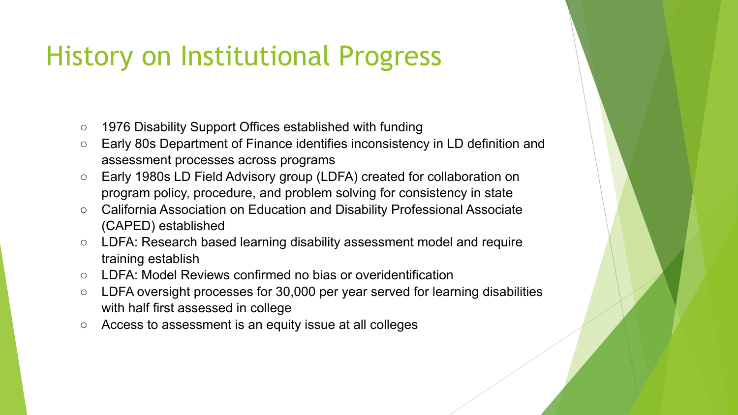# History on Institutional Progress

- 1976 Disability Support Offices established with funding
- Early 80s Department of Finance identifies inconsistency in LD definition and assessment processes across programs
- Early 1980s LD Field Advisory group (LDFA) created for collaboration on program policy, procedure, and problem solving for consistency in state
- California Association on Education and Disability Professional Associate (CAPED) established
- LDFA: Research based learning disability assessment model and require training establish
- LDFA: Model Reviews confirmed no bias or overidentification
- LDFA oversight processes for 30,000 per year served for learning disabilities with half first assessed in college
- Access to assessment is an equity issue at all colleges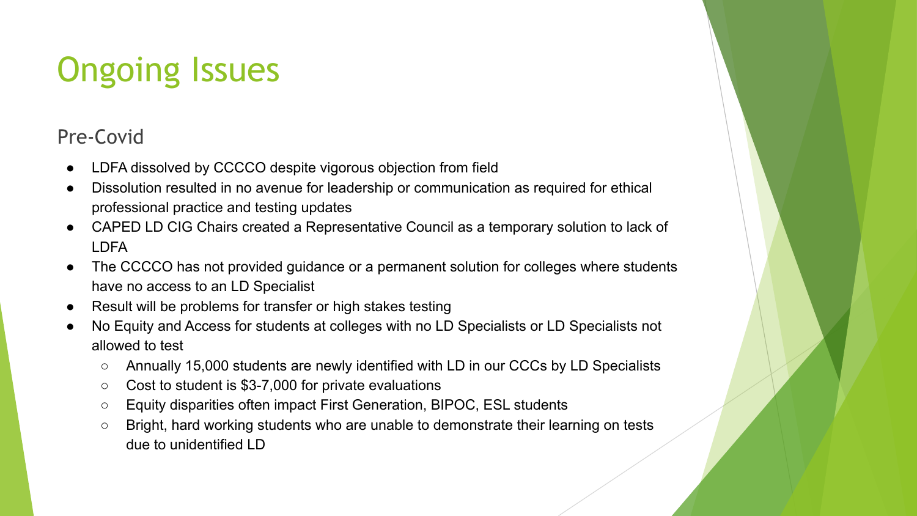# Ongoing Issues

## Pre-Covid

- LDFA dissolved by CCCCO despite vigorous objection from field
- Dissolution resulted in no avenue for leadership or communication as required for ethical professional practice and testing updates
- CAPED LD CIG Chairs created a Representative Council as a temporary solution to lack of LDFA
- The CCCCO has not provided guidance or a permanent solution for colleges where students have no access to an LD Specialist
- Result will be problems for transfer or high stakes testing
- No Equity and Access for students at colleges with no LD Specialists or LD Specialists not allowed to test
  - Annually 15,000 students are newly identified with LD in our CCCs by LD Specialists
  - Cost to student is $3-7,000 for private evaluations
  - Equity disparities often impact First Generation, BIPOC, ESL students
  - Bright, hard working students who are unable to demonstrate their learning on tests due to unidentified LD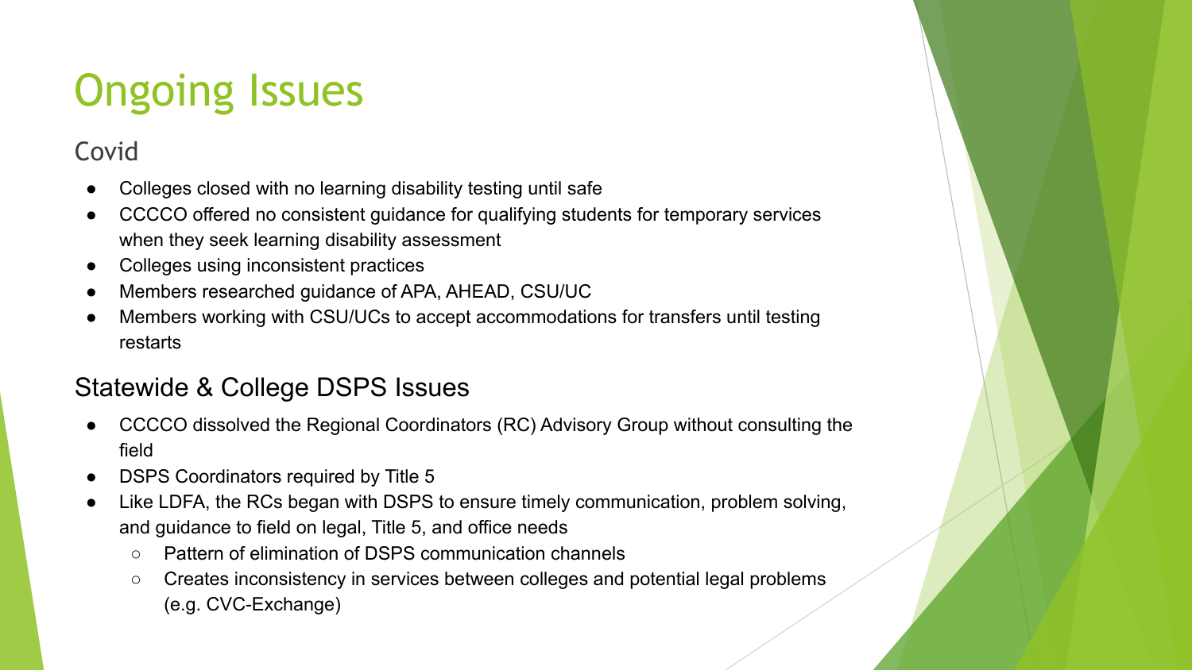# Ongoing Issues

## Covid

- Colleges closed with no learning disability testing until safe
- CCCCO offered no consistent guidance for qualifying students for temporary services when they seek learning disability assessment
- Colleges using inconsistent practices
- Members researched guidance of APA, AHEAD, CSU/UC
- Members working with CSU/UCs to accept accommodations for transfers until testing restarts

## Statewide & College DSPS Issues

- CCCCO dissolved the Regional Coordinators (RC) Advisory Group without consulting the field
- DSPS Coordinators required by Title 5
- Like LDFA, the RCs began with DSPS to ensure timely communication, problem solving, and guidance to field on legal, Title 5, and office needs
  - Pattern of elimination of DSPS communication channels
  - Creates inconsistency in services between colleges and potential legal problems (e.g. CVC-Exchange)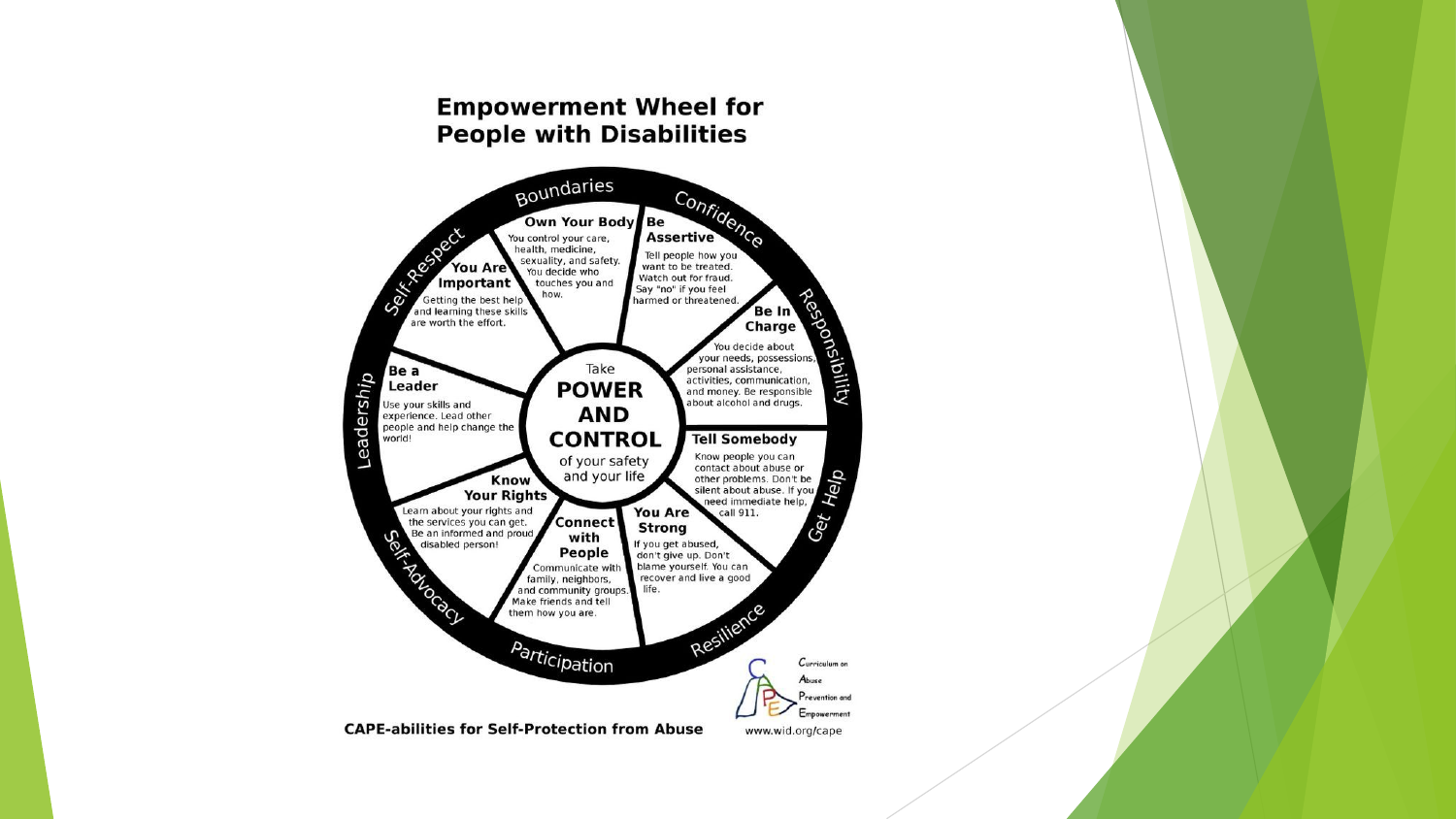# Empowerment Wheel for People with Disabilities

**Take POWER AND CONTROL of your safety and your life**

**Boundaries**

- **Own Your Body** — You control your care, health, medicine, sexuality, and safety. You decide who touches you and how.

**Confidence**

- **Be Assertive** — Tell people how you want to be treated. Watch out for fraud. Say "no" if you feel harmed or threatened.

**Responsibility**

- **Be In Charge** — You decide about your needs, possessions, personal assistance, activities, communication, and money. Be responsible about alcohol and drugs.

**Get Help**

- **Tell Somebody** — Know people you can contact about abuse or other problems. Don't be silent about abuse. If you need immediate help, call 911.

**Resilience**

- **You Are Strong** — If you get abused, don't give up. Don't blame yourself. You can recover and live a good life.

**Participation**

- **Connect with People** — Communicate with family, neighbors, and community groups. Make friends and tell them how you are.

**Self-Advocacy**

- **Know Your Rights** — Learn about your rights and the services you can get. Be an informed and proud disabled person!

**Leadership**

- **Be a Leader** — Use your skills and experience. Lead other people and help change the world!

**Self-Respect**

- **You Are Important** — Getting the best help and learning these skills are worth the effort.

CAPE-abilities for Self-Protection from Abuse

Curriculum on Abuse Prevention and Empowerment

www.wid.org/cape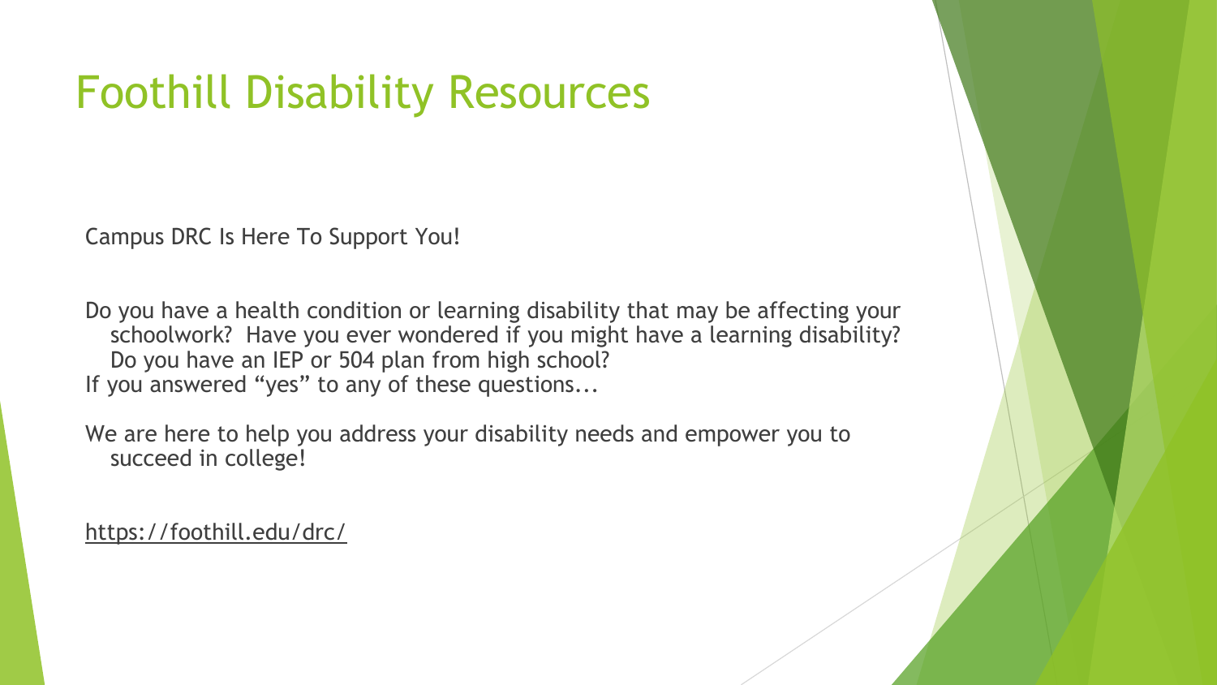# Foothill Disability Resources

Campus DRC Is Here To Support You!

Do you have a health condition or learning disability that may be affecting your schoolwork? Have you ever wondered if you might have a learning disability? Do you have an IEP or 504 plan from high school?

If you answered "yes" to any of these questions...

We are here to help you address your disability needs and empower you to succeed in college!

https://foothill.edu/drc/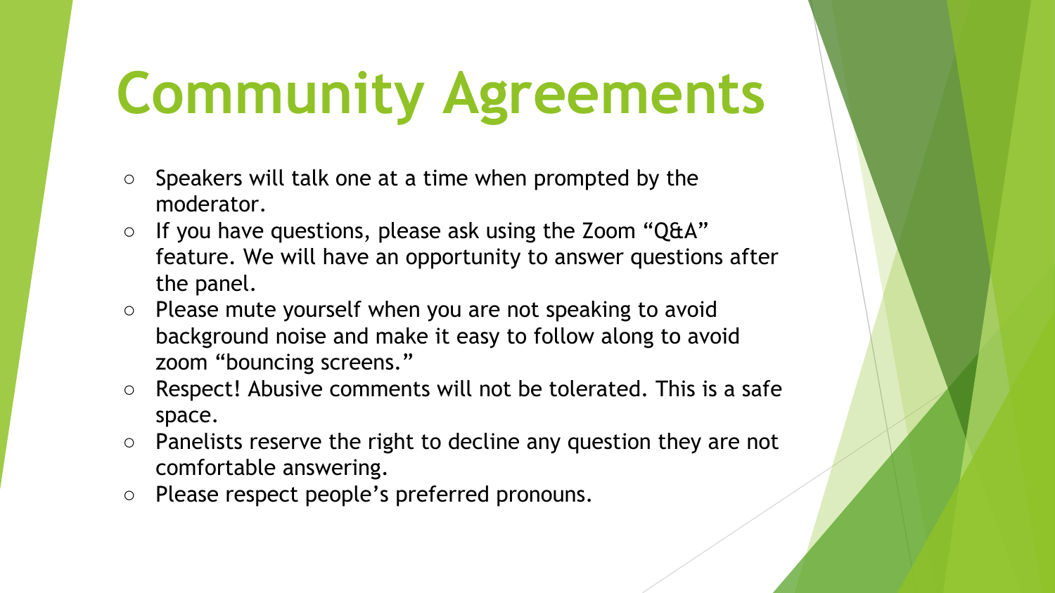# Community Agreements

- Speakers will talk one at a time when prompted by the moderator.
- If you have questions, please ask using the Zoom “Q&A” feature. We will have an opportunity to answer questions after the panel.
- Please mute yourself when you are not speaking to avoid background noise and make it easy to follow along to avoid zoom “bouncing screens.”
- Respect! Abusive comments will not be tolerated. This is a safe space.
- Panelists reserve the right to decline any question they are not comfortable answering.
- Please respect people’s preferred pronouns.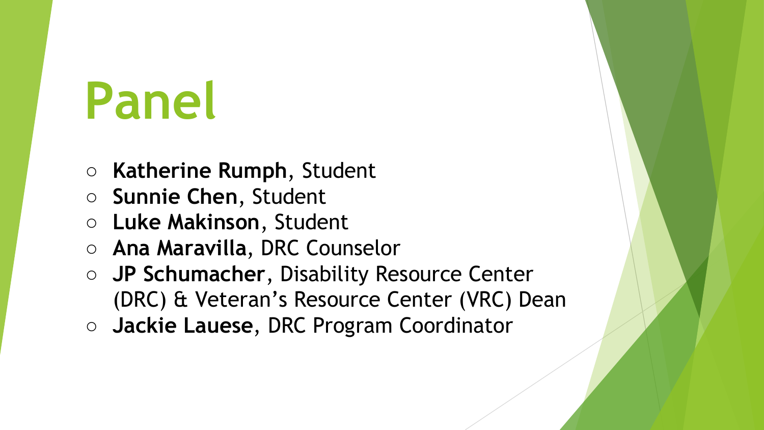# Panel

- **Katherine Rumph**, Student
- **Sunnie Chen**, Student
- **Luke Makinson**, Student
- **Ana Maravilla**, DRC Counselor
- **JP Schumacher**, Disability Resource Center (DRC) & Veteran's Resource Center (VRC) Dean
- **Jackie Lauese**, DRC Program Coordinator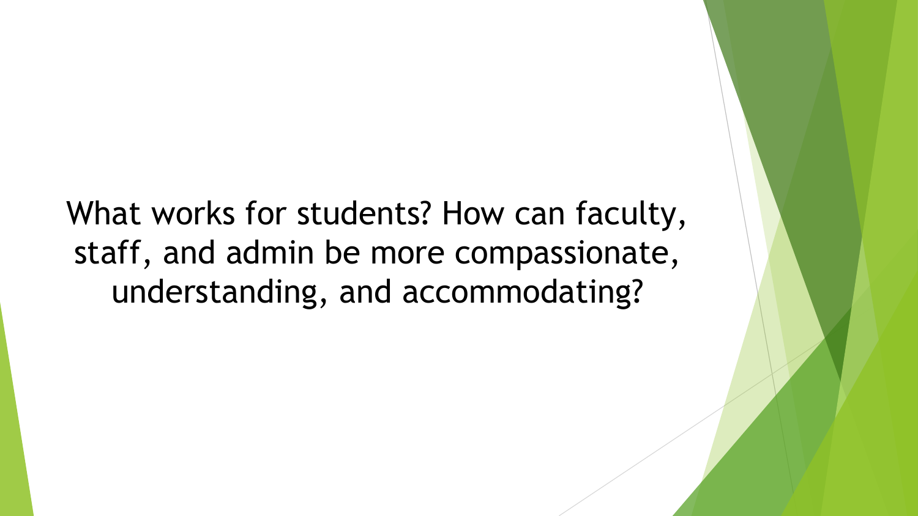What works for students? How can faculty, staff, and admin be more compassionate, understanding, and accommodating?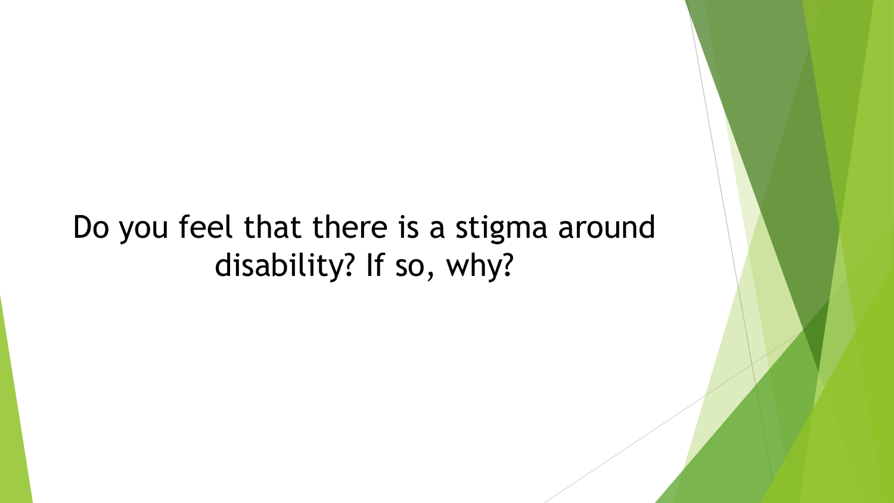Do you feel that there is a stigma around disability? If so, why?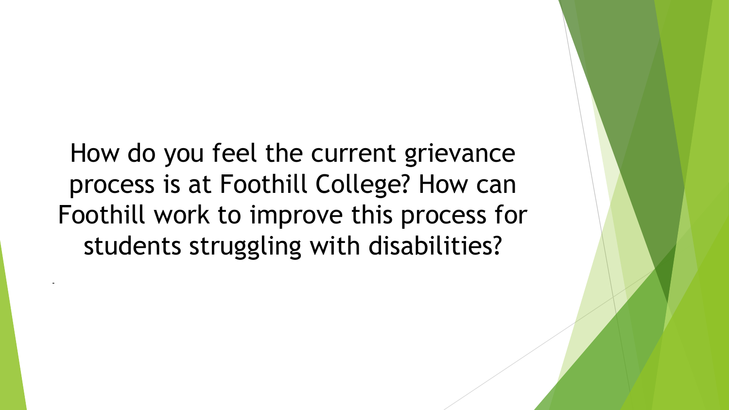How do you feel the current grievance process is at Foothill College? How can Foothill work to improve this process for students struggling with disabilities?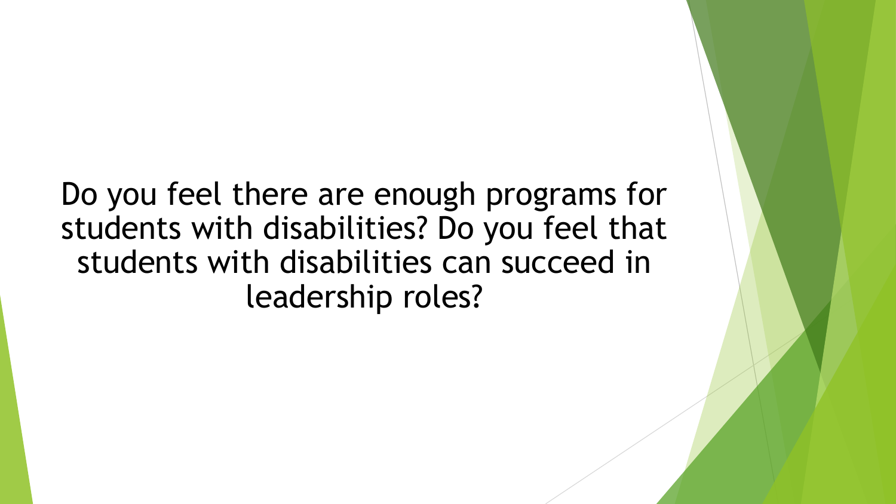Do you feel there are enough programs for students with disabilities? Do you feel that students with disabilities can succeed in leadership roles?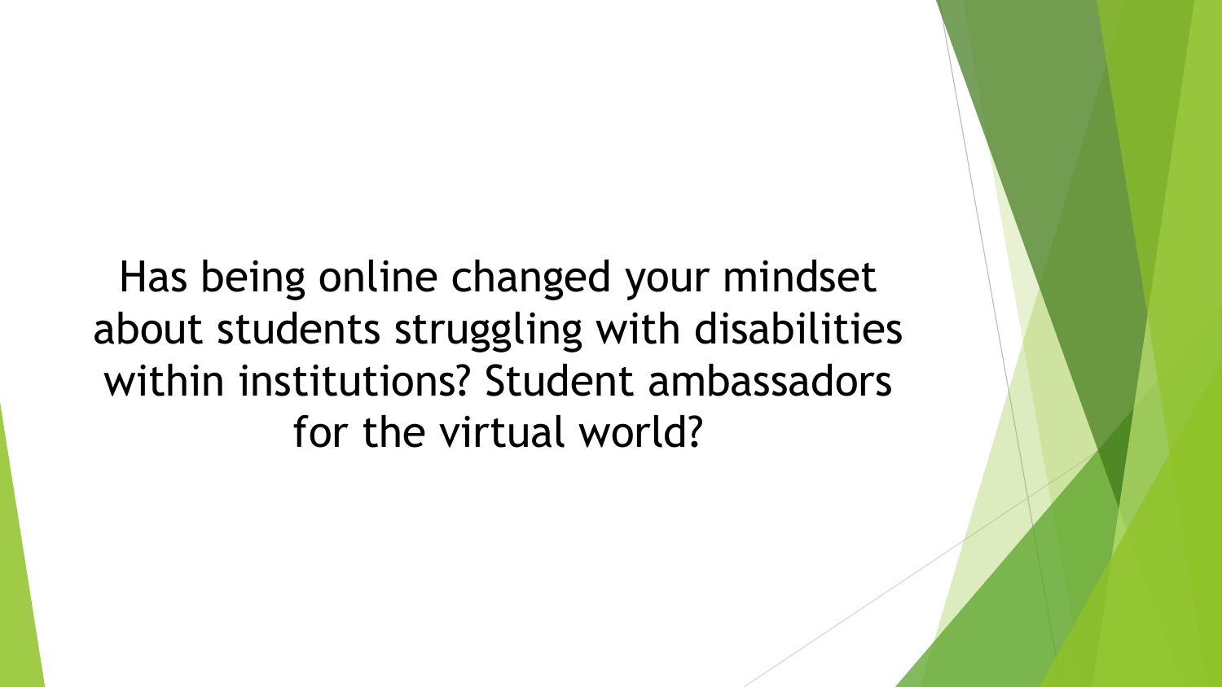Has being online changed your mindset about students struggling with disabilities within institutions? Student ambassadors for the virtual world?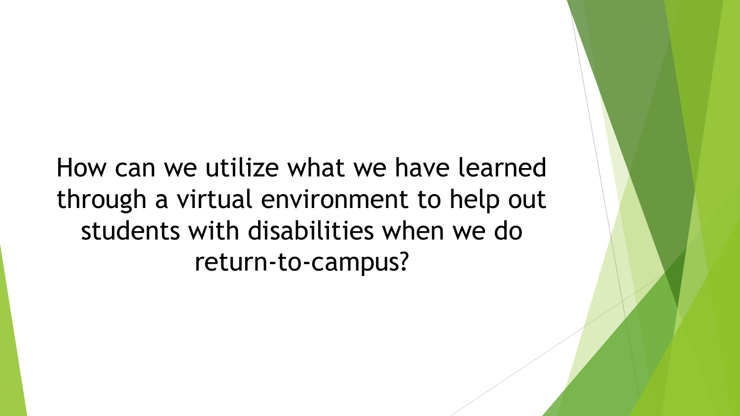How can we utilize what we have learned through a virtual environment to help out students with disabilities when we do return-to-campus?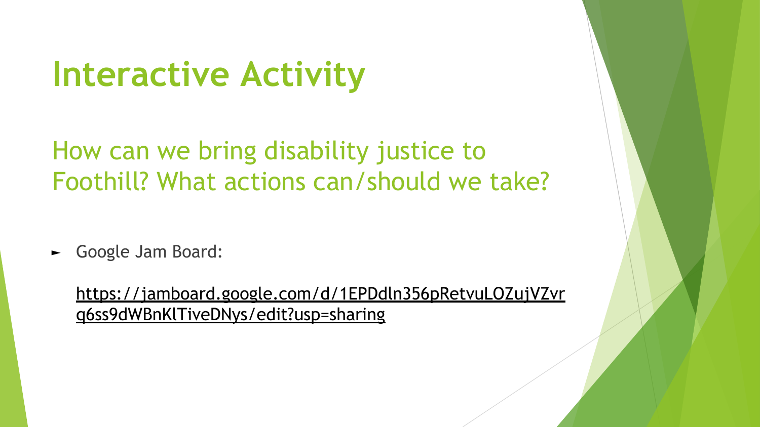# Interactive Activity

## How can we bring disability justice to Foothill? What actions can/should we take?

- Google Jam Board:

  https://jamboard.google.com/d/1EPDdln356pRetvuLOZujVZvrq6ss9dWBnKlTiveDNys/edit?usp=sharing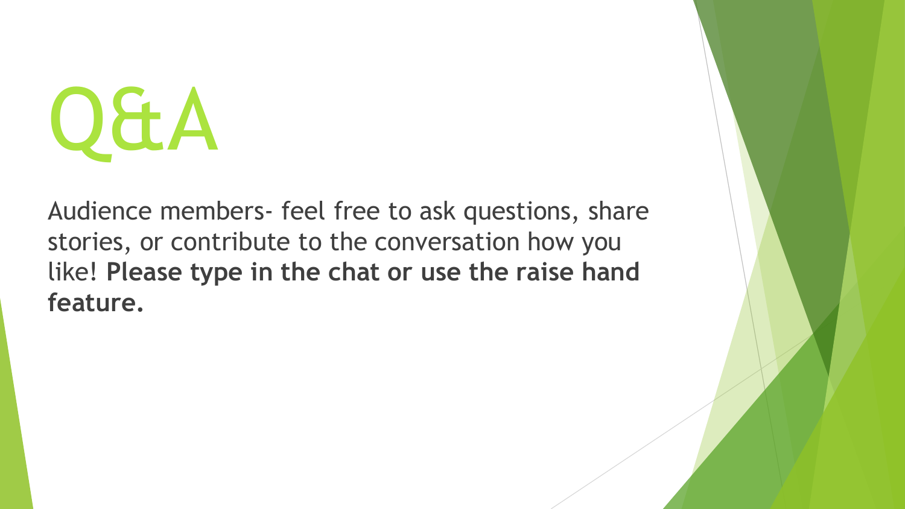# Q&A

Audience members- feel free to ask questions, share stories, or contribute to the conversation how you like! **Please type in the chat or use the raise hand feature.**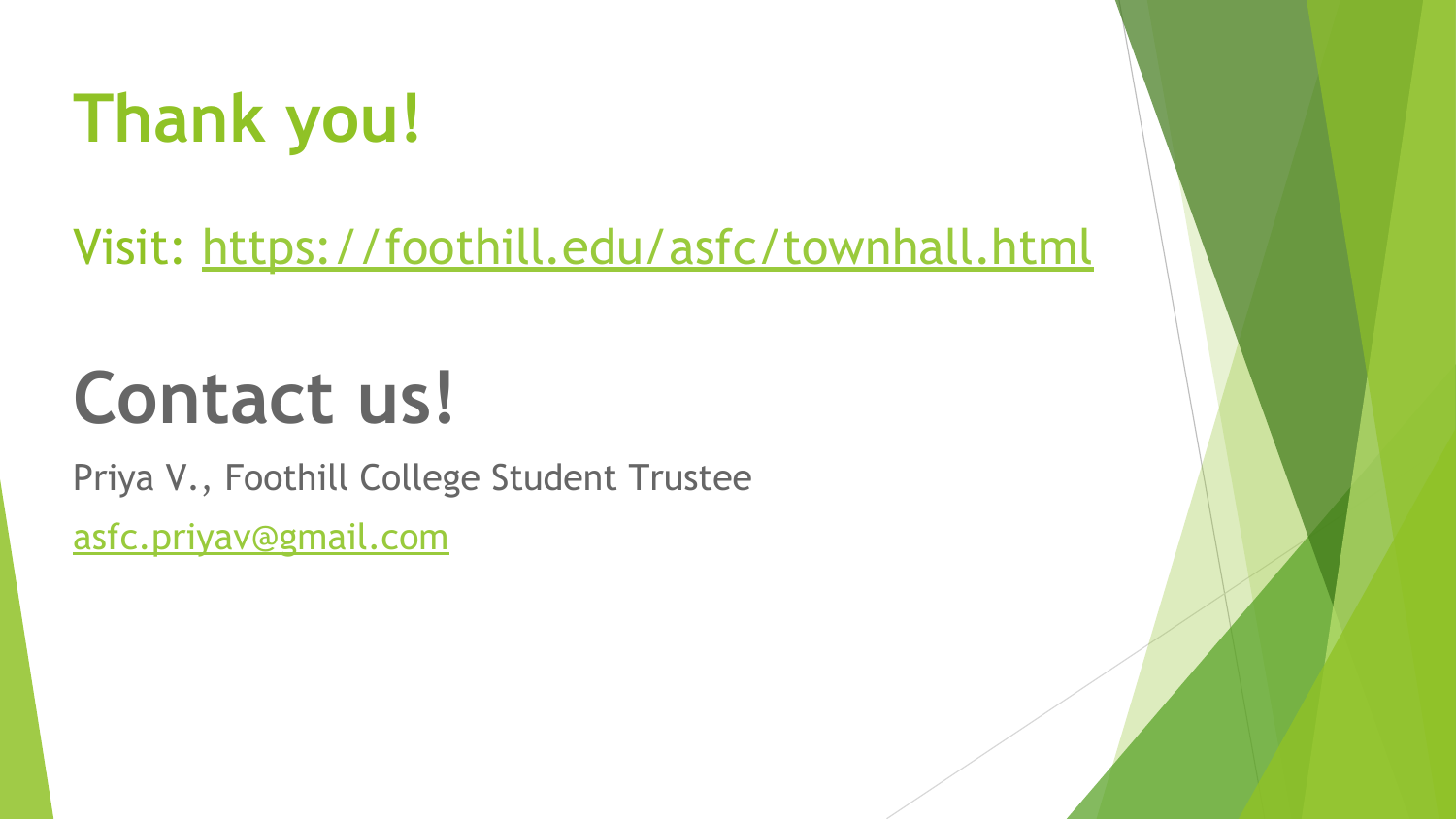# Thank you!

Visit: https://foothill.edu/asfc/townhall.html

# Contact us!

Priya V., Foothill College Student Trustee

asfc.priyav@gmail.com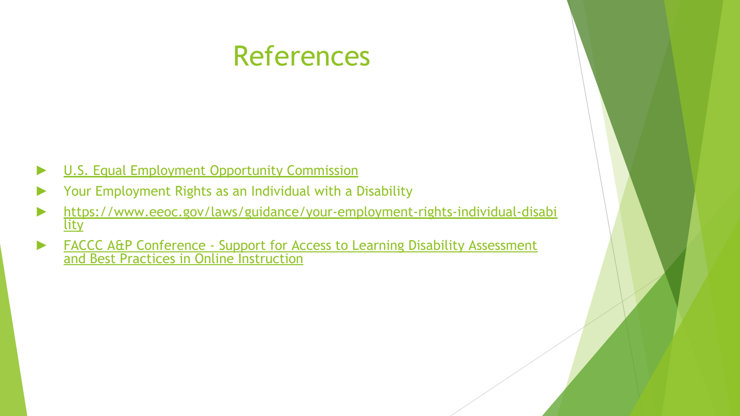# References

- U.S. Equal Employment Opportunity Commission
- Your Employment Rights as an Individual with a Disability
- https://www.eeoc.gov/laws/guidance/your-employment-rights-individual-disability
- FACCC A&P Conference - Support for Access to Learning Disability Assessment and Best Practices in Online Instruction